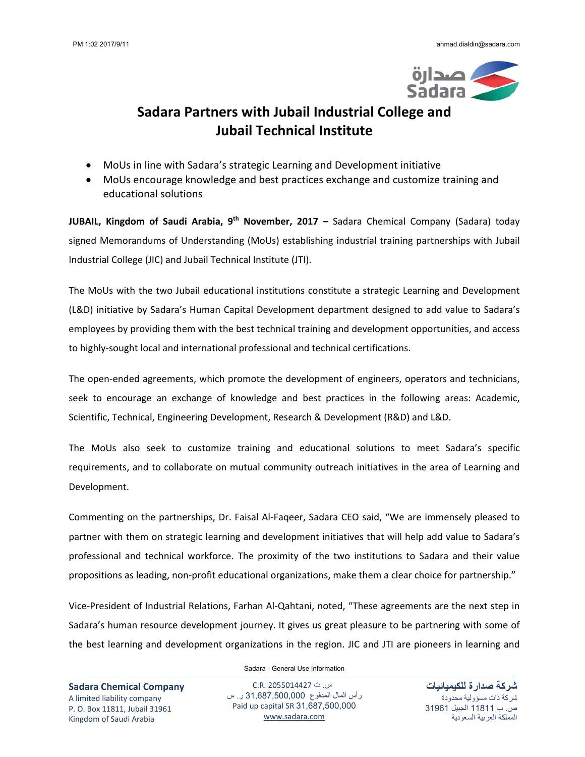# Sadara Partners with Jubail Industrial College and Jubail Technical Institute

- MoUs in line with Sadara's strategic Learning and Development initiative
- MoUs encourage knowledge and best practices exchange and customize training and educational solutions

**JUBAIL, Kingdom of Saudi Arabia, 9th November, 2017 –** Sadara Chemical Company (Sadara) today signed Memorandums of Understanding (MoUs) establishing industrial training partnerships with Jubail Industrial College (JIC) and Jubail Technical Institute (JTI).

The MoUs with the two Jubail educational institutions constitute a strategic Learning and Development (L&D) initiative by Sadara's Human Capital Development department designed to add value to Sadara's employees by providing them with the best technical training and development opportunities, and access to highly-sought local and international professional and technical certifications.

The open-ended agreements, which promote the development of engineers, operators and technicians, seek to encourage an exchange of knowledge and best practices in the following areas: Academic, Scientific, Technical, Engineering Development, Research & Development (R&D) and L&D.

The MoUs also seek to customize training and educational solutions to meet Sadara's specific requirements, and to collaborate on mutual community outreach initiatives in the area of Learning and Development.

Commenting on the partnerships, Dr. Faisal Al-Faqeer, Sadara CEO said, "We are immensely pleased to partner with them on strategic learning and development initiatives that will help add value to Sadara's professional and technical workforce. The proximity of the two institutions to Sadara and their value propositions as leading, non-profit educational organizations, make them a clear choice for partnership."

Vice-President of Industrial Relations, Farhan Al-Qahtani, noted, "These agreements are the next step in Sadara's human resource development journey. It gives us great pleasure to be partnering with some of the best learning and development organizations in the region. JIC and JTI are pioneers in learning and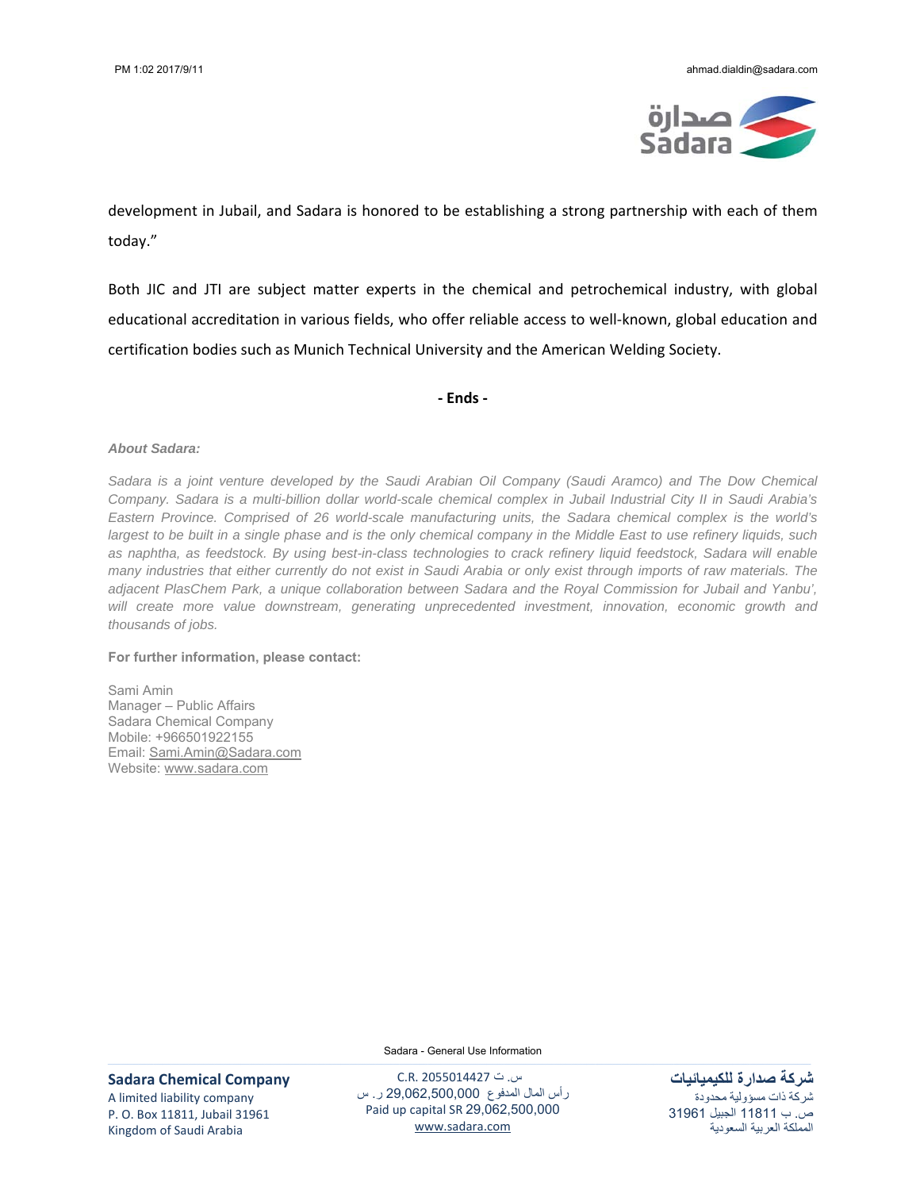development in Jubail, and Sadara is honored to be establishing a strong partnership with each of them today."

Both JIC and JTI are subject matter experts in the chemical and petrochemical industry, with global educational accreditation in various fields, who offer reliable access to well-known, global education and certification bodies such as Munich Technical University and the American Welding Society.

**- Ends -**

***About Sadara:***

*Sadara is a joint venture developed by the Saudi Arabian Oil Company (Saudi Aramco) and The Dow Chemical Company. Sadara is a multi-billion dollar world-scale chemical complex in Jubail Industrial City II in Saudi Arabia's Eastern Province. Comprised of 26 world-scale manufacturing units, the Sadara chemical complex is the world's largest to be built in a single phase and is the only chemical company in the Middle East to use refinery liquids, such as naphtha, as feedstock. By using best-in-class technologies to crack refinery liquid feedstock, Sadara will enable many industries that either currently do not exist in Saudi Arabia or only exist through imports of raw materials. The adjacent PlasChem Park, a unique collaboration between Sadara and the Royal Commission for Jubail and Yanbu', will create more value downstream, generating unprecedented investment, innovation, economic growth and thousands of jobs.*

**For further information, please contact:**

Sami Amin
Manager – Public Affairs
Sadara Chemical Company
Mobile: +966501922155
Email: Sami.Amin@Sadara.com
Website: www.sadara.com

Sadara - General Use Information

**Sadara Chemical Company**
A limited liability company
P. O. Box 11811, Jubail 31961
Kingdom of Saudi Arabia

C.R. 2055014427 س. ت
رأس المال المدفوع 29,062,500,000 ر. س
Paid up capital SR 29,062,500,000
www.sadara.com

**شركة صدارة للكيميائيات**
شركة ذات مسؤولية محدودة
ص. ب 11811 الجبيل 31961
المملكة العربية السعودية